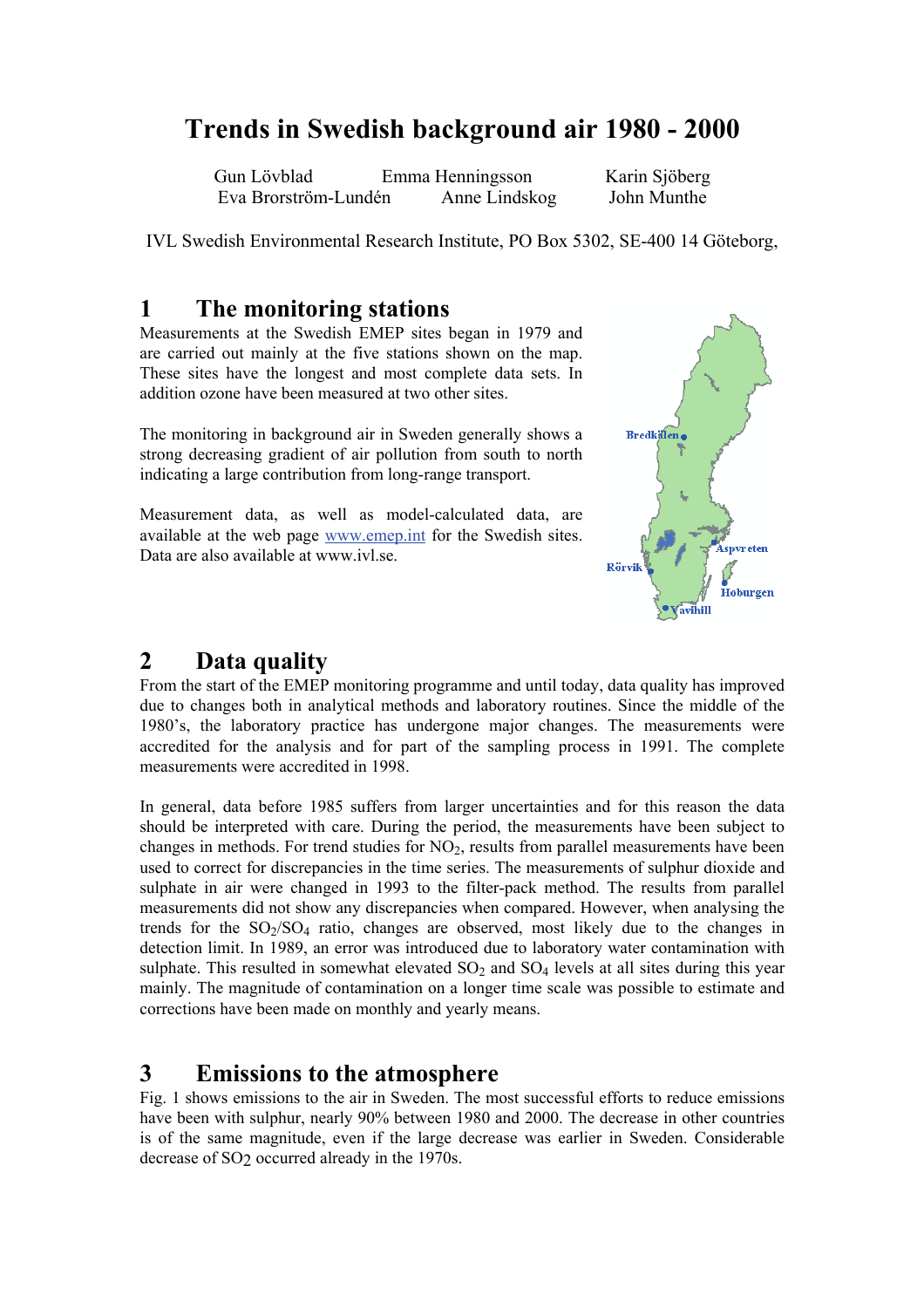# Trends in Swedish background air 1980 - 2000

Gun Lövblad Emma Henningsson Karin Sjöberg
Eva Brorström-Lundén Anne Lindskog John Munthe

IVL Swedish Environmental Research Institute, PO Box 5302, SE-400 14 Göteborg,

## 1 The monitoring stations

Measurements at the Swedish EMEP sites began in 1979 and are carried out mainly at the five stations shown on the map. These sites have the longest and most complete data sets. In addition ozone have been measured at two other sites.

The monitoring in background air in Sweden generally shows a strong decreasing gradient of air pollution from south to north indicating a large contribution from long-range transport.

Measurement data, as well as model-calculated data, are available at the web page www.emep.int for the Swedish sites. Data are also available at www.ivl.se.

Bredkälen
Aspvreten
Rörvik
Hoburgen
Vavihill

## 2 Data quality

From the start of the EMEP monitoring programme and until today, data quality has improved due to changes both in analytical methods and laboratory routines. Since the middle of the 1980's, the laboratory practice has undergone major changes. The measurements were accredited for the analysis and for part of the sampling process in 1991. The complete measurements were accredited in 1998.

In general, data before 1985 suffers from larger uncertainties and for this reason the data should be interpreted with care. During the period, the measurements have been subject to changes in methods. For trend studies for $NO_2$, results from parallel measurements have been used to correct for discrepancies in the time series. The measurements of sulphur dioxide and sulphate in air were changed in 1993 to the filter-pack method. The results from parallel measurements did not show any discrepancies when compared. However, when analysing the trends for the $SO_2/SO_4$ ratio, changes are observed, most likely due to the changes in detection limit. In 1989, an error was introduced due to laboratory water contamination with sulphate. This resulted in somewhat elevated $SO_2$ and $SO_4$ levels at all sites during this year mainly. The magnitude of contamination on a longer time scale was possible to estimate and corrections have been made on monthly and yearly means.

## 3 Emissions to the atmosphere

Fig. 1 shows emissions to the air in Sweden. The most successful efforts to reduce emissions have been with sulphur, nearly 90% between 1980 and 2000. The decrease in other countries is of the same magnitude, even if the large decrease was earlier in Sweden. Considerable decrease of $SO_2$ occurred already in the 1970s.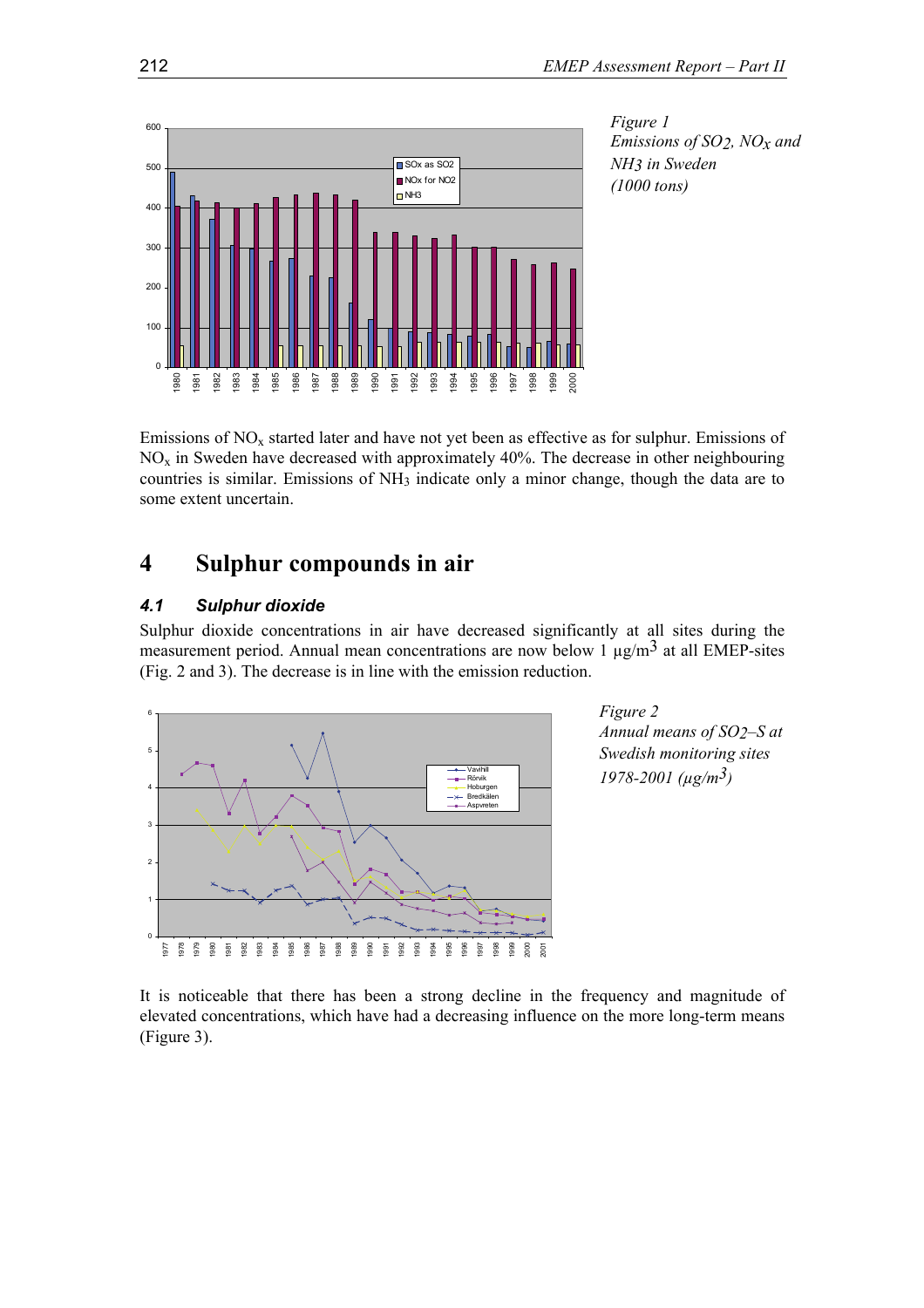*Figure 1*
*Emissions of $SO_2$, $NO_x$ and $NH_3$ in Sweden (1000 tons)*

Emissions of $NO_x$ started later and have not yet been as effective as for sulphur. Emissions of $NO_x$ in Sweden have decreased with approximately 40%. The decrease in other neighbouring countries is similar. Emissions of $NH_3$ indicate only a minor change, though the data are to some extent uncertain.

# 4 Sulphur compounds in air

## 4.1 Sulphur dioxide

Sulphur dioxide concentrations in air have decreased significantly at all sites during the measurement period. Annual mean concentrations are now below 1 µg/m$^3$ at all EMEP-sites (Fig. 2 and 3). The decrease is in line with the emission reduction.

*Figure 2*
*Annual means of $SO_2$–S at Swedish monitoring sites 1978-2001 (µg/m$^3$)*

It is noticeable that there has been a strong decline in the frequency and magnitude of elevated concentrations, which have had a decreasing influence on the more long-term means (Figure 3).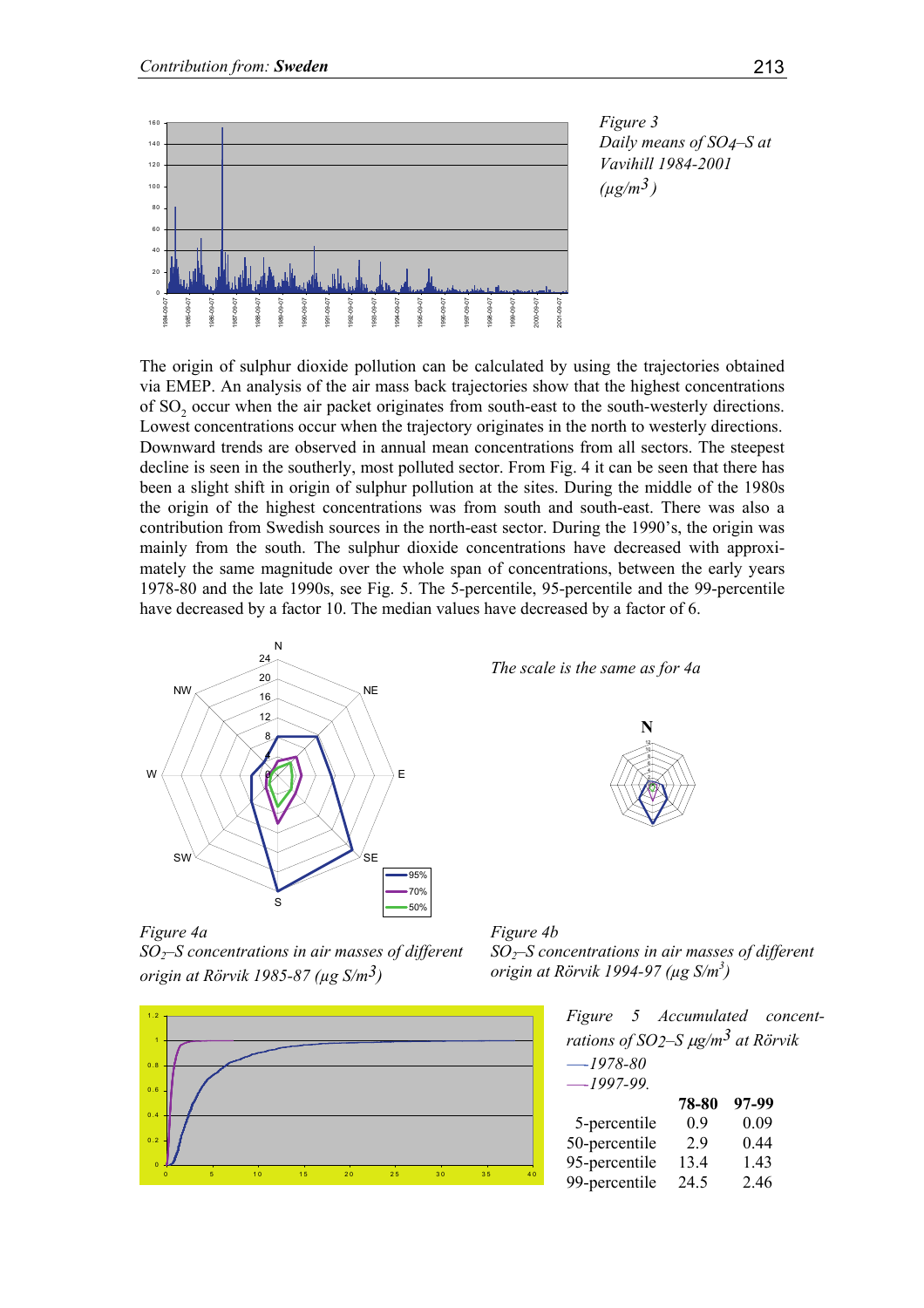Figure 3
*Daily means of $SO_4$–S at Vavihill 1984-2001 ($\mu g/m^3$)*

The origin of sulphur dioxide pollution can be calculated by using the trajectories obtained via EMEP. An analysis of the air mass back trajectories show that the highest concentrations of $SO_2$ occur when the air packet originates from south-east to the south-westerly directions. Lowest concentrations occur when the trajectory originates in the north to westerly directions. Downward trends are observed in annual mean concentrations from all sectors. The steepest decline is seen in the southerly, most polluted sector. From Fig. 4 it can be seen that there has been a slight shift in origin of sulphur pollution at the sites. During the middle of the 1980s the origin of the highest concentrations was from south and south-east. There was also a contribution from Swedish sources in the north-east sector. During the 1990's, the origin was mainly from the south. The sulphur dioxide concentrations have decreased with approximately the same magnitude over the whole span of concentrations, between the early years 1978-80 and the late 1990s, see Fig. 5. The 5-percentile, 95-percentile and the 99-percentile have decreased by a factor 10. The median values have decreased by a factor of 6.

*The scale is the same as for 4a*

*Figure 4a*
*$SO_2$–S concentrations in air masses of different origin at Rörvik 1985-87 ($\mu g\ S/m^3$)*

*Figure 4b*
*$SO_2$–S concentrations in air masses of different origin at Rörvik 1994-97 ($\mu g\ S/m^3$)*

*Figure 5 Accumulated concentrations of $SO_2$–S $\mu g/m^3$ at Rörvik*
*—1978-80*
*—1997-99.*

| | 78-80 | 97-99 |
|---|---|---|
| 5-percentile | 0.9 | 0.09 |
| 50-percentile | 2.9 | 0.44 |
| 95-percentile | 13.4 | 1.43 |
| 99-percentile | 24.5 | 2.46 |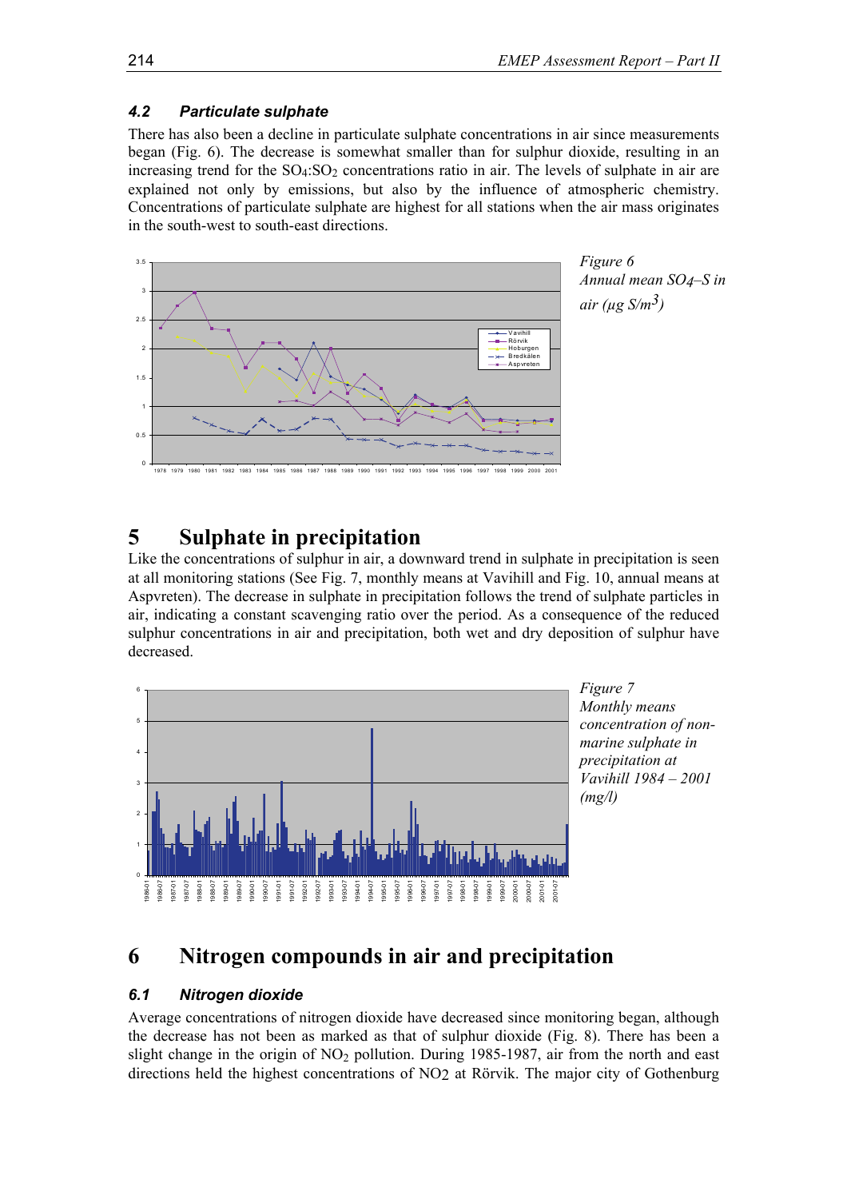### 4.2 Particulate sulphate

There has also been a decline in particulate sulphate concentrations in air since measurements began (Fig. 6). The decrease is somewhat smaller than for sulphur dioxide, resulting in an increasing trend for the $SO_4$:$SO_2$ concentrations ratio in air. The levels of sulphate in air are explained not only by emissions, but also by the influence of atmospheric chemistry. Concentrations of particulate sulphate are highest for all stations when the air mass originates in the south-west to south-east directions.

*Figure 6*
*Annual mean SO4–S in air (µg S/m$^3$)*

# 5 Sulphate in precipitation

Like the concentrations of sulphur in air, a downward trend in sulphate in precipitation is seen at all monitoring stations (See Fig. 7, monthly means at Vavihill and Fig. 10, annual means at Aspvreten). The decrease in sulphate in precipitation follows the trend of sulphate particles in air, indicating a constant scavenging ratio over the period. As a consequence of the reduced sulphur concentrations in air and precipitation, both wet and dry deposition of sulphur have decreased.

*Figure 7*
*Monthly means concentration of non-marine sulphate in precipitation at Vavihill 1984 – 2001 (mg/l)*

# 6 Nitrogen compounds in air and precipitation

### 6.1 Nitrogen dioxide

Average concentrations of nitrogen dioxide have decreased since monitoring began, although the decrease has not been as marked as that of sulphur dioxide (Fig. 8). There has been a slight change in the origin of $NO_2$ pollution. During 1985-1987, air from the north and east directions held the highest concentrations of $NO_2$ at Rörvik. The major city of Gothenburg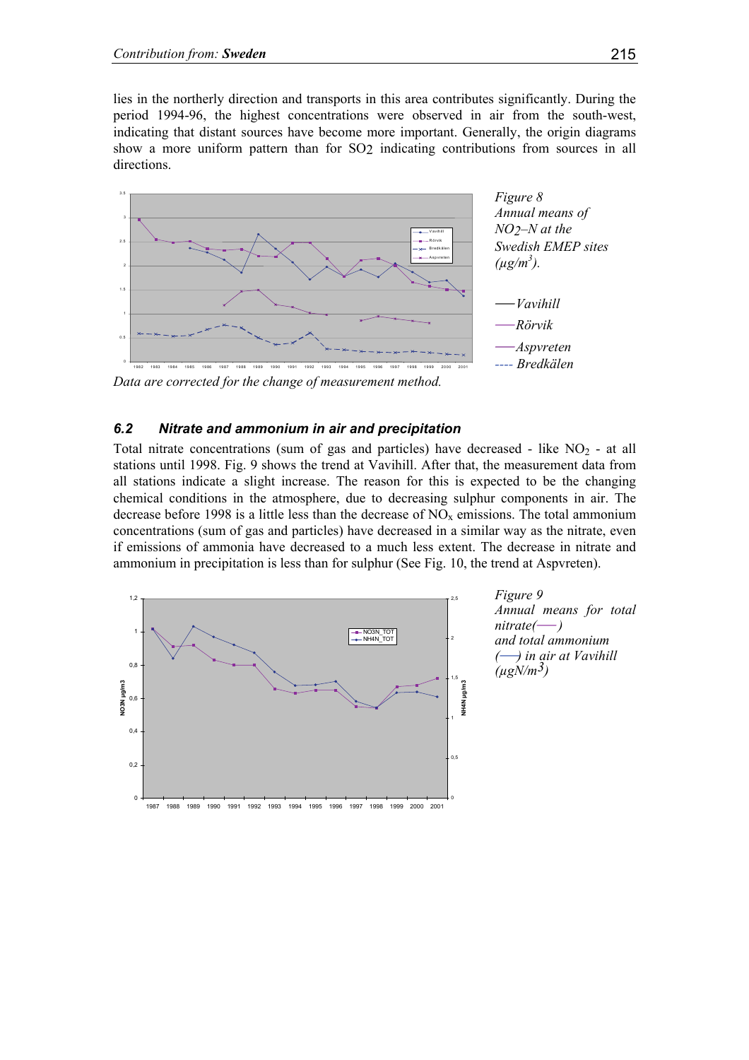lies in the northerly direction and transports in this area contributes significantly. During the period 1994-96, the highest concentrations were observed in air from the south-west, indicating that distant sources have become more important. Generally, the origin diagrams show a more uniform pattern than for $SO_2$ indicating contributions from sources in all directions.

*Figure 8*
*Annual means of $NO_2$–N at the Swedish EMEP sites ($\mu g/m^3$).*

*—— Vavihill*
*—— Rörvik*
*—— Aspvreten*
*---- Bredkälen*

*Data are corrected for the change of measurement method.*

### *6.2 Nitrate and ammonium in air and precipitation*

Total nitrate concentrations (sum of gas and particles) have decreased - like $NO_2$ - at all stations until 1998. Fig. 9 shows the trend at Vavihill. After that, the measurement data from all stations indicate a slight increase. The reason for this is expected to be the changing chemical conditions in the atmosphere, due to decreasing sulphur components in air. The decrease before 1998 is a little less than the decrease of $NO_x$ emissions. The total ammonium concentrations (sum of gas and particles) have decreased in a similar way as the nitrate, even if emissions of ammonia have decreased to a much less extent. The decrease in nitrate and ammonium in precipitation is less than for sulphur (See Fig. 10, the trend at Aspvreten).

*Figure 9*
*Annual means for total nitrate(——) and total ammonium (——) in air at Vavihill ($\mu gN/m^3$)*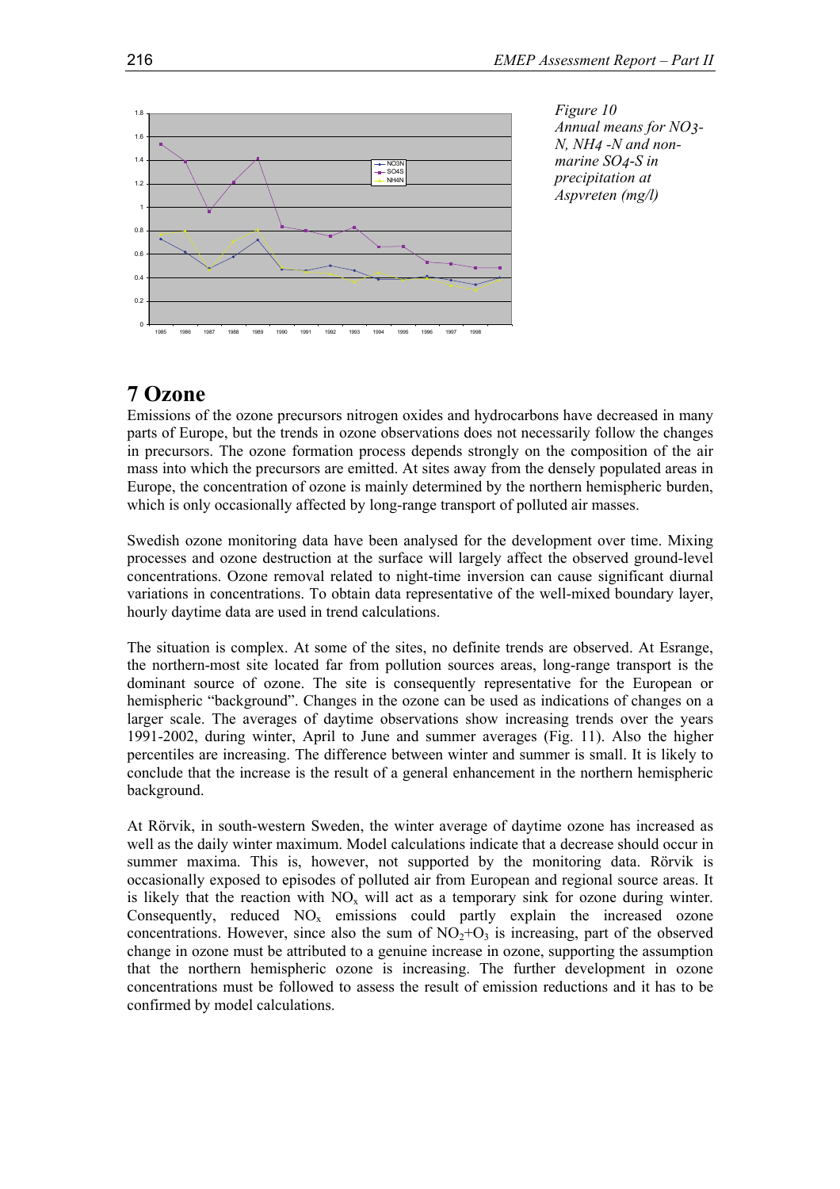*Figure 10*
*Annual means for NO3-N, NH4 -N and non-marine SO4-S in precipitation at Aspvreten (mg/l)*

# 7 Ozone

Emissions of the ozone precursors nitrogen oxides and hydrocarbons have decreased in many parts of Europe, but the trends in ozone observations does not necessarily follow the changes in precursors. The ozone formation process depends strongly on the composition of the air mass into which the precursors are emitted. At sites away from the densely populated areas in Europe, the concentration of ozone is mainly determined by the northern hemispheric burden, which is only occasionally affected by long-range transport of polluted air masses.

Swedish ozone monitoring data have been analysed for the development over time. Mixing processes and ozone destruction at the surface will largely affect the observed ground-level concentrations. Ozone removal related to night-time inversion can cause significant diurnal variations in concentrations. To obtain data representative of the well-mixed boundary layer, hourly daytime data are used in trend calculations.

The situation is complex. At some of the sites, no definite trends are observed. At Esrange, the northern-most site located far from pollution sources areas, long-range transport is the dominant source of ozone. The site is consequently representative for the European or hemispheric "background". Changes in the ozone can be used as indications of changes on a larger scale. The averages of daytime observations show increasing trends over the years 1991-2002, during winter, April to June and summer averages (Fig. 11). Also the higher percentiles are increasing. The difference between winter and summer is small. It is likely to conclude that the increase is the result of a general enhancement in the northern hemispheric background.

At Rörvik, in south-western Sweden, the winter average of daytime ozone has increased as well as the daily winter maximum. Model calculations indicate that a decrease should occur in summer maxima. This is, however, not supported by the monitoring data. Rörvik is occasionally exposed to episodes of polluted air from European and regional source areas. It is likely that the reaction with $NO_x$ will act as a temporary sink for ozone during winter. Consequently, reduced $NO_x$ emissions could partly explain the increased ozone concentrations. However, since also the sum of $NO_2$+$O_3$ is increasing, part of the observed change in ozone must be attributed to a genuine increase in ozone, supporting the assumption that the northern hemispheric ozone is increasing. The further development in ozone concentrations must be followed to assess the result of emission reductions and it has to be confirmed by model calculations.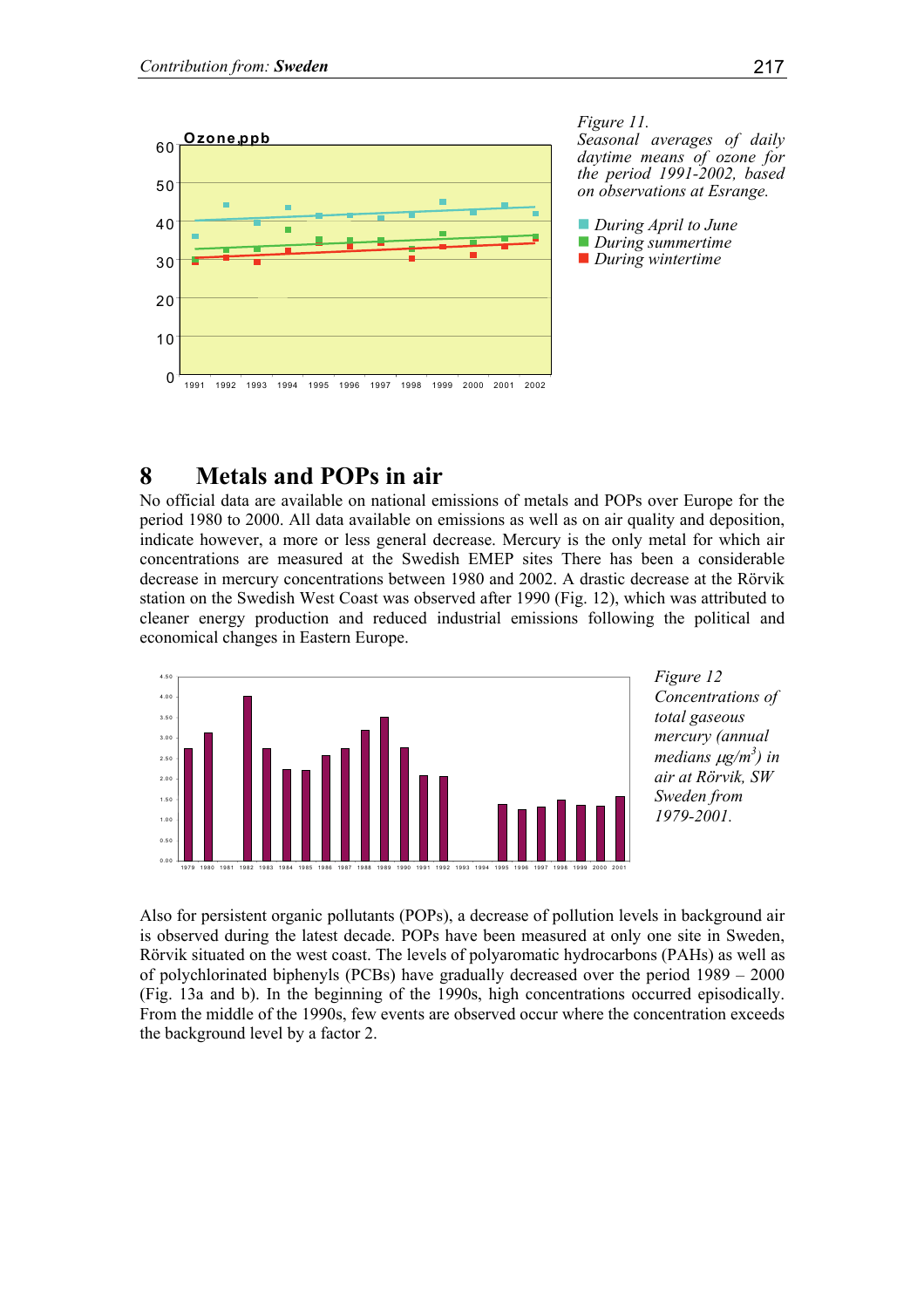*Figure 11.*
*Seasonal averages of daily daytime means of ozone for the period 1991-2002, based on observations at Esrange.*

*During April to June*
*During summertime*
*During wintertime*

# 8 Metals and POPs in air

No official data are available on national emissions of metals and POPs over Europe for the period 1980 to 2000. All data available on emissions as well as on air quality and deposition, indicate however, a more or less general decrease. Mercury is the only metal for which air concentrations are measured at the Swedish EMEP sites There has been a considerable decrease in mercury concentrations between 1980 and 2002. A drastic decrease at the Rörvik station on the Swedish West Coast was observed after 1990 (Fig. 12), which was attributed to cleaner energy production and reduced industrial emissions following the political and economical changes in Eastern Europe.

*Figure 12 Concentrations of total gaseous mercury (annual medians μg/m$^3$) in air at Rörvik, SW Sweden from 1979-2001.*

Also for persistent organic pollutants (POPs), a decrease of pollution levels in background air is observed during the latest decade. POPs have been measured at only one site in Sweden, Rörvik situated on the west coast. The levels of polyaromatic hydrocarbons (PAHs) as well as of polychlorinated biphenyls (PCBs) have gradually decreased over the period 1989 – 2000 (Fig. 13a and b). In the beginning of the 1990s, high concentrations occurred episodically. From the middle of the 1990s, few events are observed occur where the concentration exceeds the background level by a factor 2.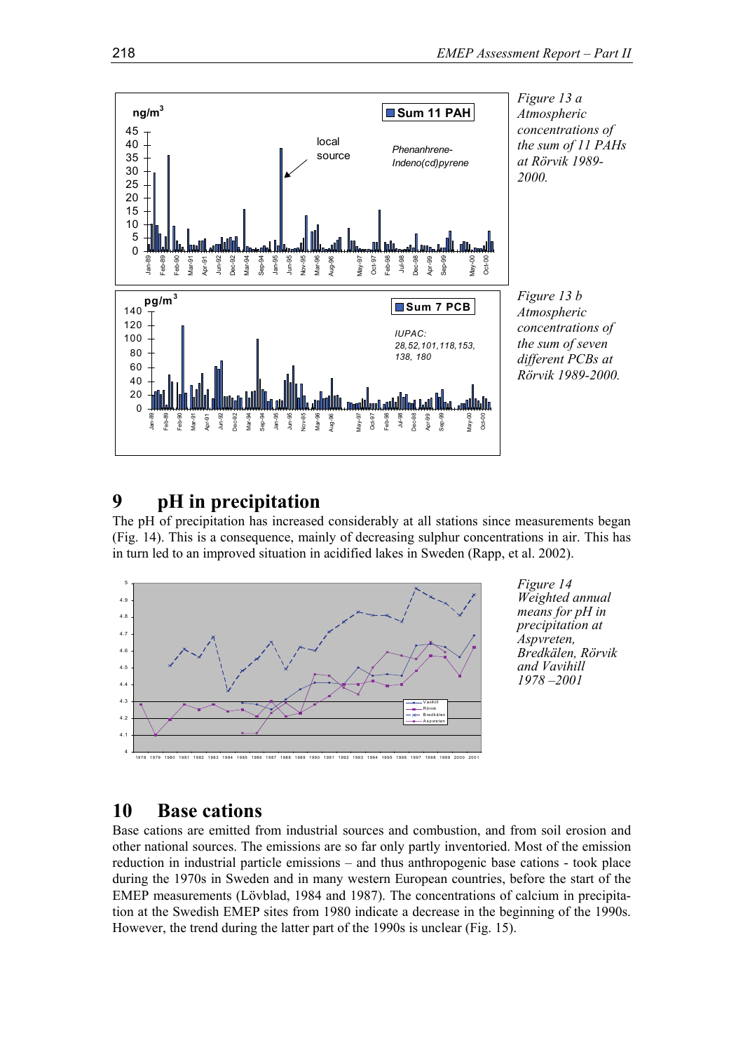*Figure 13 a Atmospheric concentrations of the sum of 11 PAHs at Rörvik 1989-2000.*

*Figure 13 b Atmospheric concentrations of the sum of seven different PCBs at Rörvik 1989-2000.*

# 9 pH in precipitation

The pH of precipitation has increased considerably at all stations since measurements began (Fig. 14). This is a consequence, mainly of decreasing sulphur concentrations in air. This has in turn led to an improved situation in acidified lakes in Sweden (Rapp, et al. 2002).

*Figure 14 Weighted annual means for pH in precipitation at Aspvreten, Bredkälen, Rörvik and Vavihill 1978 –2001*

# 10 Base cations

Base cations are emitted from industrial sources and combustion, and from soil erosion and other national sources. The emissions are so far only partly inventoried. Most of the emission reduction in industrial particle emissions – and thus anthropogenic base cations - took place during the 1970s in Sweden and in many western European countries, before the start of the EMEP measurements (Lövblad, 1984 and 1987). The concentrations of calcium in precipitation at the Swedish EMEP sites from 1980 indicate a decrease in the beginning of the 1990s. However, the trend during the latter part of the 1990s is unclear (Fig. 15).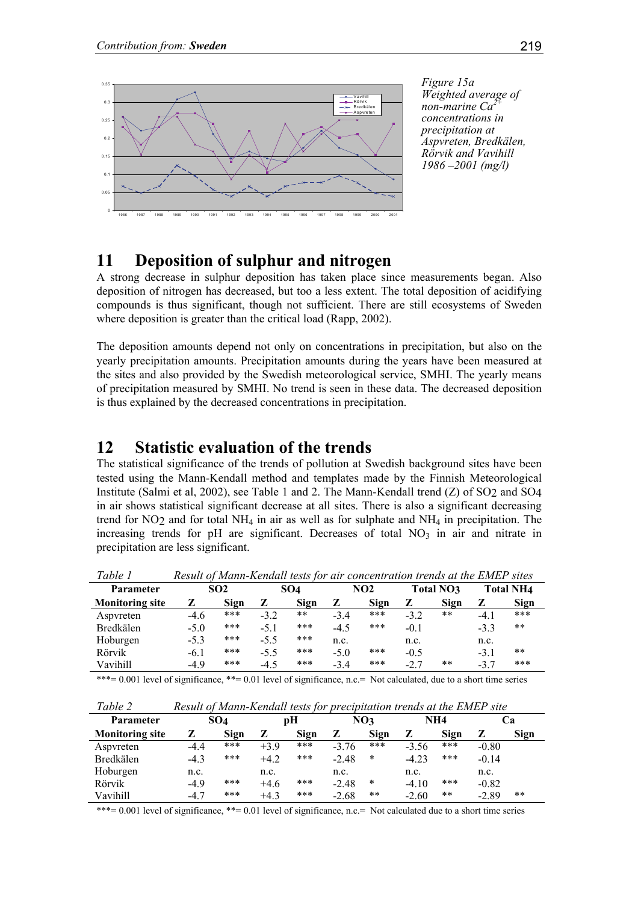*Figure 15a Weighted average of non-marine $Ca^{2+}$ concentrations in precipitation at Aspvreten, Bredkälen, Rörvik and Vavihill 1986 –2001 (mg/l)*

## 11 Deposition of sulphur and nitrogen

A strong decrease in sulphur deposition has taken place since measurements began. Also deposition of nitrogen has decreased, but too a less extent. The total deposition of acidifying compounds is thus significant, though not sufficient. There are still ecosystems of Sweden where deposition is greater than the critical load (Rapp, 2002).

The deposition amounts depend not only on concentrations in precipitation, but also on the yearly precipitation amounts. Precipitation amounts during the years have been measured at the sites and also provided by the Swedish meteorological service, SMHI. The yearly means of precipitation measured by SMHI. No trend is seen in these data. The decreased deposition is thus explained by the decreased concentrations in precipitation.

## 12 Statistic evaluation of the trends

The statistical significance of the trends of pollution at Swedish background sites have been tested using the Mann-Kendall method and templates made by the Finnish Meteorological Institute (Salmi et al, 2002), see Table 1 and 2. The Mann-Kendall trend (Z) of $SO_2$ and $SO_4$ in air shows statistical significant decrease at all sites. There is also a significant decreasing trend for $NO_2$ and for total $NH_4$ in air as well as for sulphate and $NH_4$ in precipitation. The increasing trends for pH are significant. Decreases of total $NO_3$ in air and nitrate in precipitation are less significant.

*Table 1 Result of Mann-Kendall tests for air concentration trends at the EMEP sites*

| Parameter | SO2 | | SO4 | | NO2 | | Total NO3 | | Total NH4 | |
|---|---|---|---|---|---|---|---|---|---|---|
| **Monitoring site** | **Z** | **Sign** | **Z** | **Sign** | **Z** | **Sign** | **Z** | **Sign** | **Z** | **Sign** |
| Aspvreten | -4.6 | *** | -3.2 | ** | -3.4 | *** | -3.2 | ** | -4.1 | *** |
| Bredkälen | -5.0 | *** | -5.1 | *** | -4.5 | *** | -0.1 | | -3.3 | ** |
| Hoburgen | -5.3 | *** | -5.5 | *** | n.c. | | n.c. | | n.c. | |
| Rörvik | -6.1 | *** | -5.5 | *** | -5.0 | *** | -0.5 | | -3.1 | ** |
| Vavihill | -4.9 | *** | -4.5 | *** | -3.4 | *** | -2.7 | ** | -3.7 | *** |

***= 0.001 level of significance, **= 0.01 level of significance, n.c.= Not calculated, due to a short time series

*Table 2 Result of Mann-Kendall tests for precipitation trends at the EMEP site*

| Parameter | SO4 | | pH | | NO3 | | NH4 | | Ca | |
|---|---|---|---|---|---|---|---|---|---|---|
| **Monitoring site** | **Z** | **Sign** | **Z** | **Sign** | **Z** | **Sign** | **Z** | **Sign** | **Z** | **Sign** |
| Aspvreten | -4.4 | *** | +3.9 | *** | -3.76 | *** | -3.56 | *** | -0.80 | |
| Bredkälen | -4.3 | *** | +4.2 | *** | -2.48 | * | -4.23 | *** | -0.14 | |
| Hoburgen | n.c. | | n.c. | | n.c. | | n.c. | | n.c. | |
| Rörvik | -4.9 | *** | +4.6 | *** | -2.48 | * | -4.10 | *** | -0.82 | |
| Vavihill | -4.7 | *** | +4.3 | *** | -2.68 | ** | -2.60 | ** | -2.89 | ** |

***= 0.001 level of significance, **= 0.01 level of significance, n.c.= Not calculated due to a short time series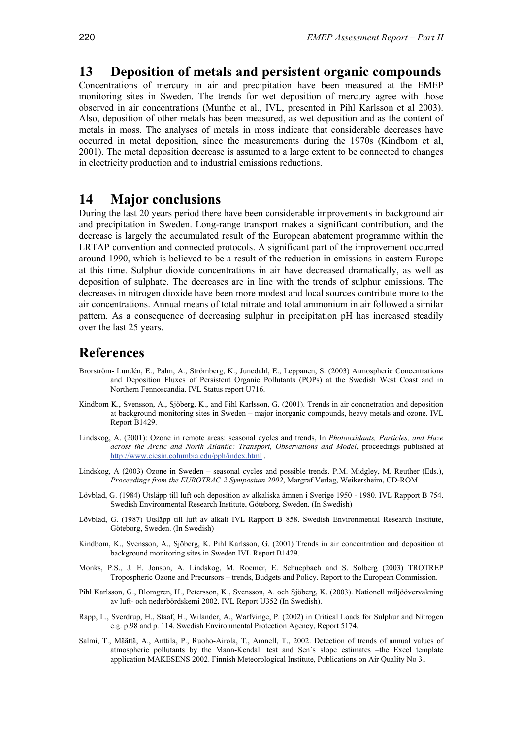# 13 Deposition of metals and persistent organic compounds

Concentrations of mercury in air and precipitation have been measured at the EMEP monitoring sites in Sweden. The trends for wet deposition of mercury agree with those observed in air concentrations (Munthe et al., IVL, presented in Pihl Karlsson et al 2003). Also, deposition of other metals has been measured, as wet deposition and as the content of metals in moss. The analyses of metals in moss indicate that considerable decreases have occurred in metal deposition, since the measurements during the 1970s (Kindbom et al, 2001). The metal deposition decrease is assumed to a large extent to be connected to changes in electricity production and to industrial emissions reductions.

# 14 Major conclusions

During the last 20 years period there have been considerable improvements in background air and precipitation in Sweden. Long-range transport makes a significant contribution, and the decrease is largely the accumulated result of the European abatement programme within the LRTAP convention and connected protocols. A significant part of the improvement occurred around 1990, which is believed to be a result of the reduction in emissions in eastern Europe at this time. Sulphur dioxide concentrations in air have decreased dramatically, as well as deposition of sulphate. The decreases are in line with the trends of sulphur emissions. The decreases in nitrogen dioxide have been more modest and local sources contribute more to the air concentrations. Annual means of total nitrate and total ammonium in air followed a similar pattern. As a consequence of decreasing sulphur in precipitation pH has increased steadily over the last 25 years.

# References

Brorström- Lundén, E., Palm, A., Strömberg, K., Junedahl, E., Leppanen, S. (2003) Atmospheric Concentrations and Deposition Fluxes of Persistent Organic Pollutants (POPs) at the Swedish West Coast and in Northern Fennoscandia. IVL Status report U716.

Kindbom K., Svensson, A., Sjöberg, K., and Pihl Karlsson, G. (2001). Trends in air concnetration and deposition at background monitoring sites in Sweden – major inorganic compounds, heavy metals and ozone. IVL Report B1429.

Lindskog, A. (2001): Ozone in remote areas: seasonal cycles and trends, In *Photooxidants, Particles, and Haze across the Arctic and North Atlantic: Transport, Observations and Model*, proceedings published at http://www.ciesin.columbia.edu/pph/index.html .

Lindskog, A (2003) Ozone in Sweden – seasonal cycles and possible trends. P.M. Midgley, M. Reuther (Eds.), *Proceedings from the EUROTRAC-2 Symposium 2002*, Margraf Verlag, Weikersheim, CD-ROM

Lövblad, G. (1984) Utsläpp till luft och deposition av alkaliska ämnen i Sverige 1950 - 1980. IVL Rapport B 754. Swedish Environmental Research Institute, Göteborg, Sweden. (In Swedish)

Lövblad, G. (1987) Utsläpp till luft av alkali IVL Rapport B 858. Swedish Environmental Research Institute, Göteborg, Sweden. (In Swedish)

Kindbom, K., Svensson, A., Sjöberg, K. Pihl Karlsson, G. (2001) Trends in air concentration and deposition at background monitoring sites in Sweden IVL Report B1429.

Monks, P.S., J. E. Jonson, A. Lindskog, M. Roemer, E. Schuepbach and S. Solberg (2003) TROTREP Tropospheric Ozone and Precursors – trends, Budgets and Policy. Report to the European Commission.

Pihl Karlsson, G., Blomgren, H., Petersson, K., Svensson, A. och Sjöberg, K. (2003). Nationell miljöövervakning av luft- och nederbördskemi 2002. IVL Report U352 (In Swedish).

Rapp, L., Sverdrup, H., Staaf, H., Wilander, A., Warfvinge, P. (2002) in Critical Loads for Sulphur and Nitrogen e.g. p.98 and p. 114. Swedish Environmental Protection Agency, Report 5174.

Salmi, T., Määttä, A., Anttila, P., Ruoho-Airola, T., Amnell, T., 2002. Detection of trends of annual values of atmospheric pollutants by the Mann-Kendall test and Sen´s slope estimates –the Excel template application MAKESENS 2002. Finnish Meteorological Institute, Publications on Air Quality No 31